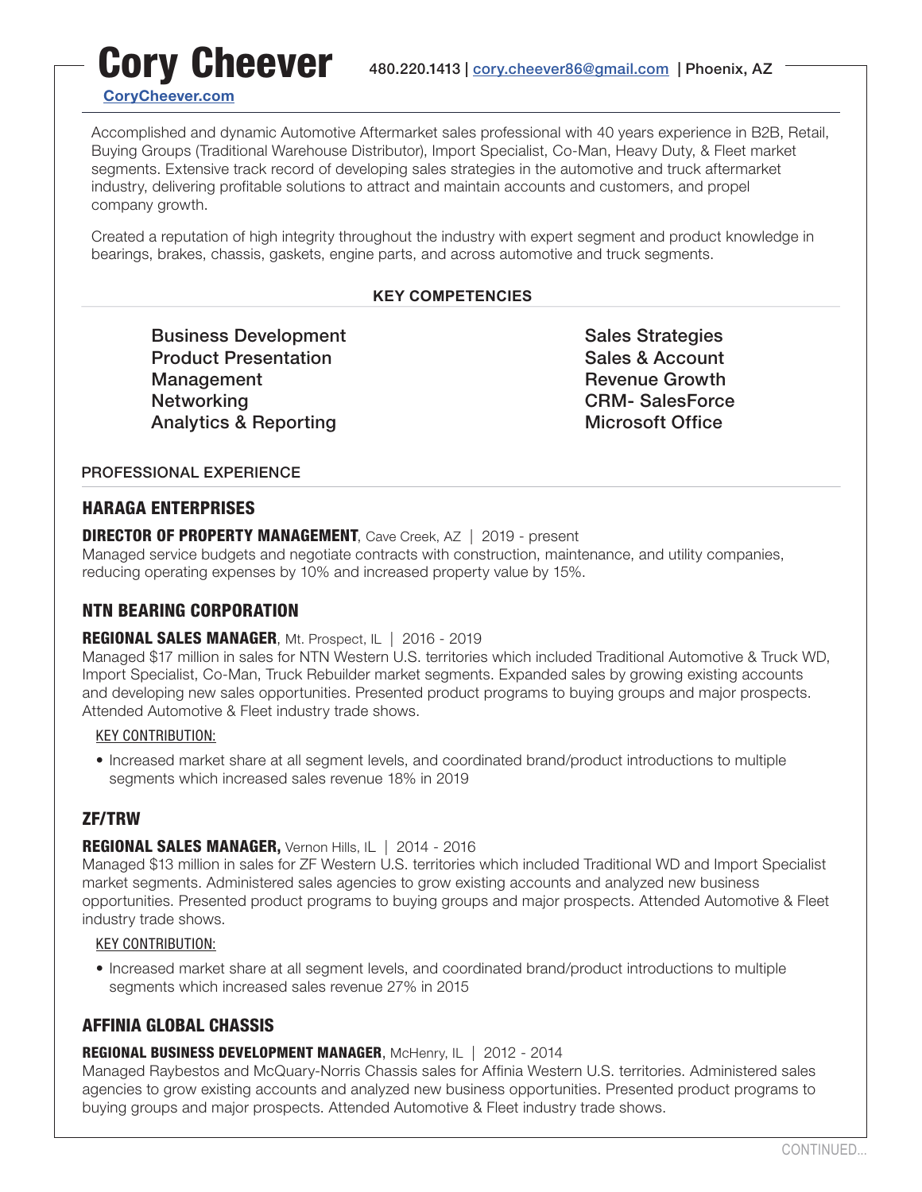# Cory Cheever

480.220.1413 | cory.cheever86@gmail.com | Phoenix, AZ

CoryCheever.com

Accomplished and dynamic Automotive Aftermarket sales professional with 40 years experience in B2B, Retail, Buying Groups (Traditional Warehouse Distributor), Import Specialist, Co-Man, Heavy Duty, & Fleet market segments. Extensive track record of developing sales strategies in the automotive and truck aftermarket industry, delivering profitable solutions to attract and maintain accounts and customers, and propel company growth.

Created a reputation of high integrity throughout the industry with expert segment and product knowledge in bearings, brakes, chassis, gaskets, engine parts, and across automotive and truck segments.

## KEY COMPETENCIES

- Business Development
- Product Presentation
- Management
- Networking
- Analytics & Reporting
- Sales Strategies
- Sales & Account
- Revenue Growth
- CRM- SalesForce
- Microsoft Office

## PROFESSIONAL EXPERIENCE

### HARAGA ENTERPRISES

**DIRECTOR OF PROPERTY MANAGEMENT**, Cave Creek, AZ | 2019 - present
Managed service budgets and negotiate contracts with construction, maintenance, and utility companies, reducing operating expenses by 10% and increased property value by 15%.

### NTN BEARING CORPORATION

**REGIONAL SALES MANAGER**, Mt. Prospect, IL | 2016 - 2019
Managed $17 million in sales for NTN Western U.S. territories which included Traditional Automotive & Truck WD, Import Specialist, Co-Man, Truck Rebuilder market segments. Expanded sales by growing existing accounts and developing new sales opportunities. Presented product programs to buying groups and major prospects. Attended Automotive & Fleet industry trade shows.

KEY CONTRIBUTION:

- Increased market share at all segment levels, and coordinated brand/product introductions to multiple segments which increased sales revenue 18% in 2019

### ZF/TRW

**REGIONAL SALES MANAGER,** Vernon Hills, IL | 2014 - 2016
Managed $13 million in sales for ZF Western U.S. territories which included Traditional WD and Import Specialist market segments. Administered sales agencies to grow existing accounts and analyzed new business opportunities. Presented product programs to buying groups and major prospects. Attended Automotive & Fleet industry trade shows.

KEY CONTRIBUTION:

- Increased market share at all segment levels, and coordinated brand/product introductions to multiple segments which increased sales revenue 27% in 2015

### AFFINIA GLOBAL CHASSIS

**REGIONAL BUSINESS DEVELOPMENT MANAGER**, McHenry, IL | 2012 - 2014
Managed Raybestos and McQuary-Norris Chassis sales for Affinia Western U.S. territories. Administered sales agencies to grow existing accounts and analyzed new business opportunities. Presented product programs to buying groups and major prospects. Attended Automotive & Fleet industry trade shows.

CONTINUED...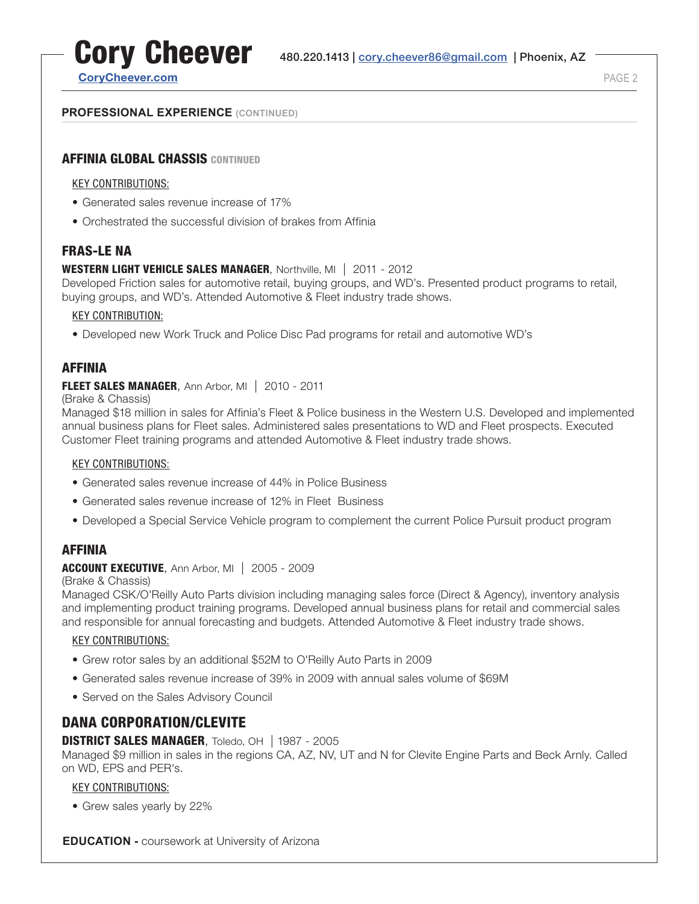# Cory Cheever

480.220.1413 | cory.cheever86@gmail.com | Phoenix, AZ

CoryCheever.com

## PROFESSIONAL EXPERIENCE (CONTINUED)

### AFFINIA GLOBAL CHASSIS CONTINUED

KEY CONTRIBUTIONS:

- Generated sales revenue increase of 17%
- Orchestrated the successful division of brakes from Affinia

### FRAS-LE NA

**WESTERN LIGHT VEHICLE SALES MANAGER**, Northville, MI | 2011 - 2012

Developed Friction sales for automotive retail, buying groups, and WD's. Presented product programs to retail, buying groups, and WD's. Attended Automotive & Fleet industry trade shows.

KEY CONTRIBUTION:

- Developed new Work Truck and Police Disc Pad programs for retail and automotive WD's

### AFFINIA

**FLEET SALES MANAGER**, Ann Arbor, MI | 2010 - 2011

(Brake & Chassis)

Managed $18 million in sales for Affinia's Fleet & Police business in the Western U.S. Developed and implemented annual business plans for Fleet sales. Administered sales presentations to WD and Fleet prospects. Executed Customer Fleet training programs and attended Automotive & Fleet industry trade shows.

KEY CONTRIBUTIONS:

- Generated sales revenue increase of 44% in Police Business
- Generated sales revenue increase of 12% in Fleet Business
- Developed a Special Service Vehicle program to complement the current Police Pursuit product program

### AFFINIA

**ACCOUNT EXECUTIVE**, Ann Arbor, MI | 2005 - 2009

(Brake & Chassis)

Managed CSK/O'Reilly Auto Parts division including managing sales force (Direct & Agency), inventory analysis and implementing product training programs. Developed annual business plans for retail and commercial sales and responsible for annual forecasting and budgets. Attended Automotive & Fleet industry trade shows.

KEY CONTRIBUTIONS:

- Grew rotor sales by an additional $52M to O'Reilly Auto Parts in 2009
- Generated sales revenue increase of 39% in 2009 with annual sales volume of $69M
- Served on the Sales Advisory Council

### DANA CORPORATION/CLEVITE

**DISTRICT SALES MANAGER**, Toledo, OH | 1987 - 2005

Managed $9 million in sales in the regions CA, AZ, NV, UT and N for Clevite Engine Parts and Beck Arnly. Called on WD, EPS and PER's.

KEY CONTRIBUTIONS:

- Grew sales yearly by 22%

**EDUCATION -** coursework at University of Arizona